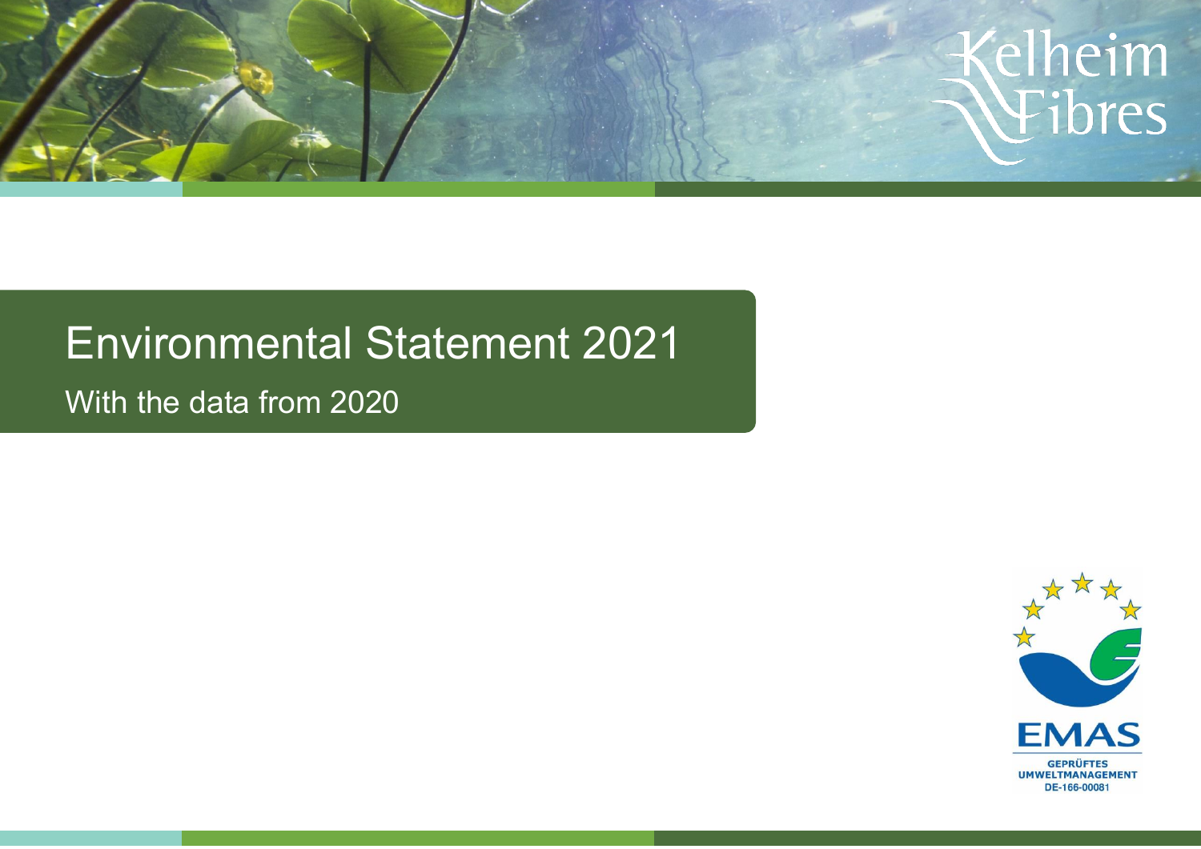Kelheim Fibres

# Environmental Statement 2021

With the data from 2020

EMAS

GEPRÜFTES UMWELTMANAGEMENT

DE-166-00081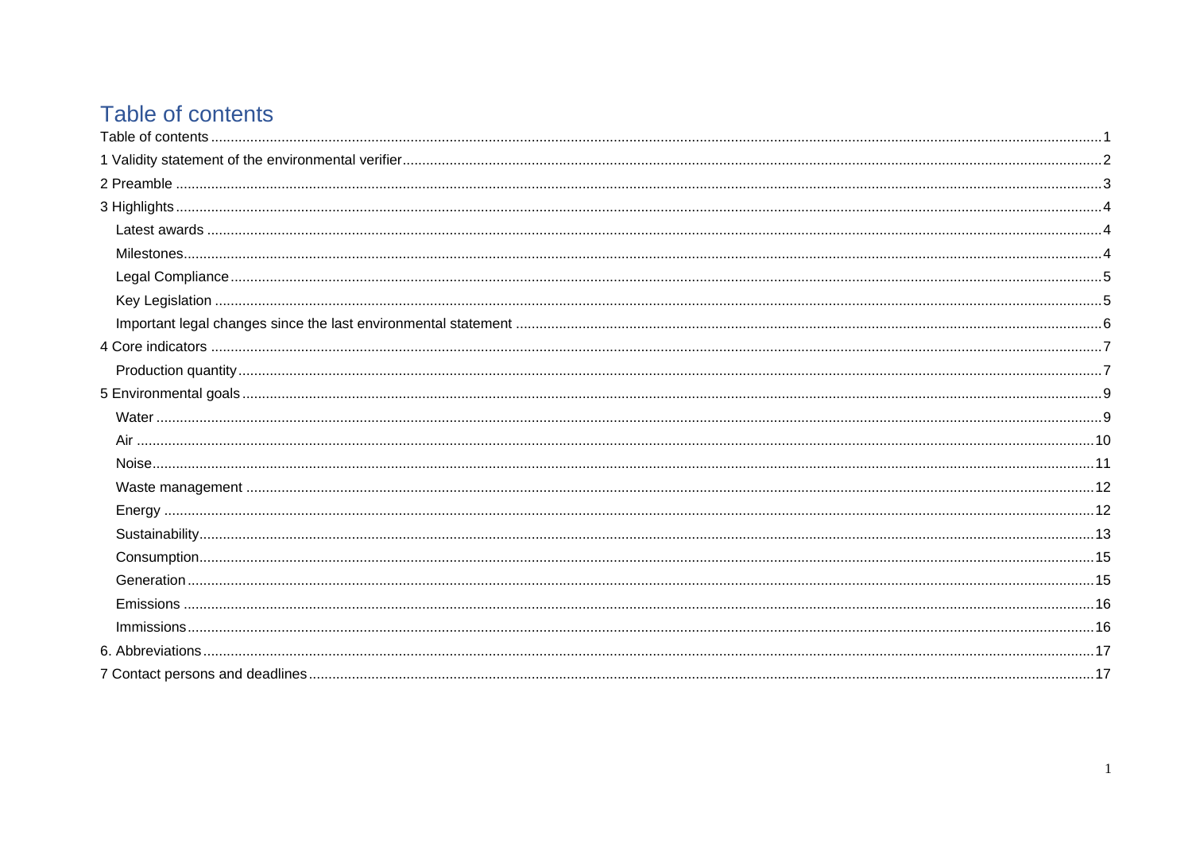# Table of contents

Table of contents ..... 1
1 Validity statement of the environmental verifier ..... 2
2 Preamble ..... 3
3 Highlights ..... 4
- Latest awards ..... 4
- Milestones ..... 4
- Legal Compliance ..... 5
- Key Legislation ..... 5
- Important legal changes since the last environmental statement ..... 6

4 Core indicators ..... 7
- Production quantity ..... 7

5 Environmental goals ..... 9
- Water ..... 9
- Air ..... 10
- Noise ..... 11
- Waste management ..... 12
- Energy ..... 12
- Sustainability ..... 13
- Consumption ..... 15
- Generation ..... 15
- Emissions ..... 16
- Immissions ..... 16

6. Abbreviations ..... 17
7 Contact persons and deadlines ..... 17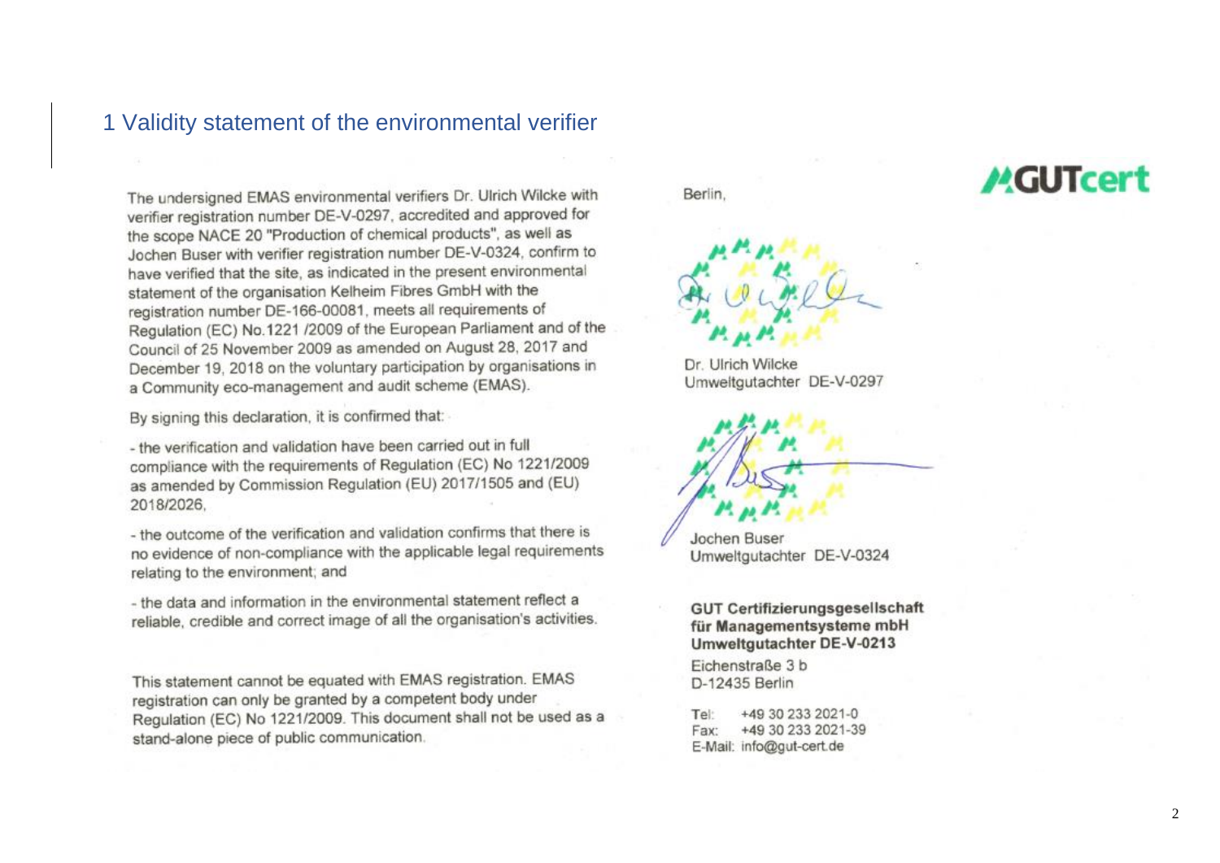# 1 Validity statement of the environmental verifier

The undersigned EMAS environmental verifiers Dr. Ulrich Wilcke with verifier registration number DE-V-0297, accredited and approved for the scope NACE 20 "Production of chemical products", as well as Jochen Buser with verifier registration number DE-V-0324, confirm to have verified that the site, as indicated in the present environmental statement of the organisation Kelheim Fibres GmbH with the registration number DE-166-00081, meets all requirements of Regulation (EC) No.1221 /2009 of the European Parliament and of the Council of 25 November 2009 as amended on August 28, 2017 and December 19, 2018 on the voluntary participation by organisations in a Community eco-management and audit scheme (EMAS).

By signing this declaration, it is confirmed that:

- the verification and validation have been carried out in full compliance with the requirements of Regulation (EC) No 1221/2009 as amended by Commission Regulation (EU) 2017/1505 and (EU) 2018/2026,

- the outcome of the verification and validation confirms that there is no evidence of non-compliance with the applicable legal requirements relating to the environment; and

- the data and information in the environmental statement reflect a reliable, credible and correct image of all the organisation's activities.

This statement cannot be equated with EMAS registration. EMAS registration can only be granted by a competent body under Regulation (EC) No 1221/2009. This document shall not be used as a stand-alone piece of public communication.

Berlin,

Dr. Ulrich Wilcke
Umweltgutachter DE-V-0297

Jochen Buser
Umweltgutachter DE-V-0324

**GUT Certifizierungsgesellschaft für Managementsysteme mbH**
**Umweltgutachter DE-V-0213**

Eichenstraße 3 b
D-12435 Berlin

Tel: +49 30 233 2021-0
Fax: +49 30 233 2021-39
E-Mail: info@gut-cert.de

GUTcert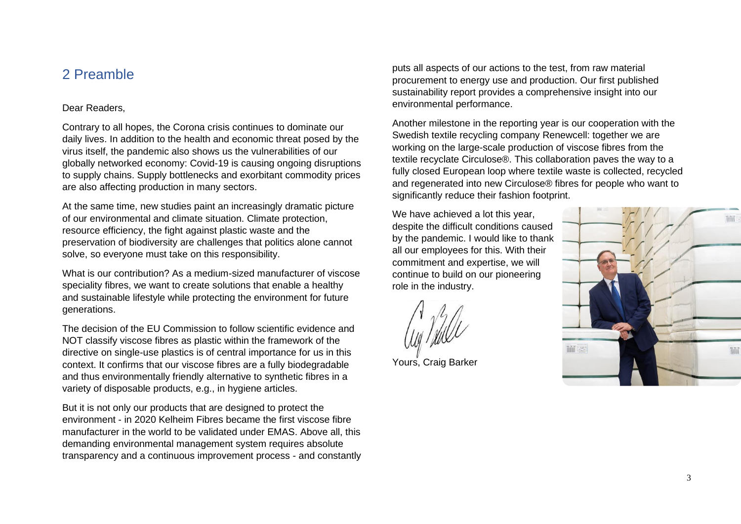## 2 Preamble

Dear Readers,

Contrary to all hopes, the Corona crisis continues to dominate our daily lives. In addition to the health and economic threat posed by the virus itself, the pandemic also shows us the vulnerabilities of our globally networked economy: Covid-19 is causing ongoing disruptions to supply chains. Supply bottlenecks and exorbitant commodity prices are also affecting production in many sectors.

At the same time, new studies paint an increasingly dramatic picture of our environmental and climate situation. Climate protection, resource efficiency, the fight against plastic waste and the preservation of biodiversity are challenges that politics alone cannot solve, so everyone must take on this responsibility.

What is our contribution? As a medium-sized manufacturer of viscose speciality fibres, we want to create solutions that enable a healthy and sustainable lifestyle while protecting the environment for future generations.

The decision of the EU Commission to follow scientific evidence and NOT classify viscose fibres as plastic within the framework of the directive on single-use plastics is of central importance for us in this context. It confirms that our viscose fibres are a fully biodegradable and thus environmentally friendly alternative to synthetic fibres in a variety of disposable products, e.g., in hygiene articles.

But it is not only our products that are designed to protect the environment - in 2020 Kelheim Fibres became the first viscose fibre manufacturer in the world to be validated under EMAS. Above all, this demanding environmental management system requires absolute transparency and a continuous improvement process - and constantly puts all aspects of our actions to the test, from raw material procurement to energy use and production. Our first published sustainability report provides a comprehensive insight into our environmental performance.

Another milestone in the reporting year is our cooperation with the Swedish textile recycling company Renewcell: together we are working on the large-scale production of viscose fibres from the textile recyclate Circulose®. This collaboration paves the way to a fully closed European loop where textile waste is collected, recycled and regenerated into new Circulose® fibres for people who want to significantly reduce their fashion footprint.

We have achieved a lot this year, despite the difficult conditions caused by the pandemic. I would like to thank all our employees for this. With their commitment and expertise, we will continue to build on our pioneering role in the industry.

Yours, Craig Barker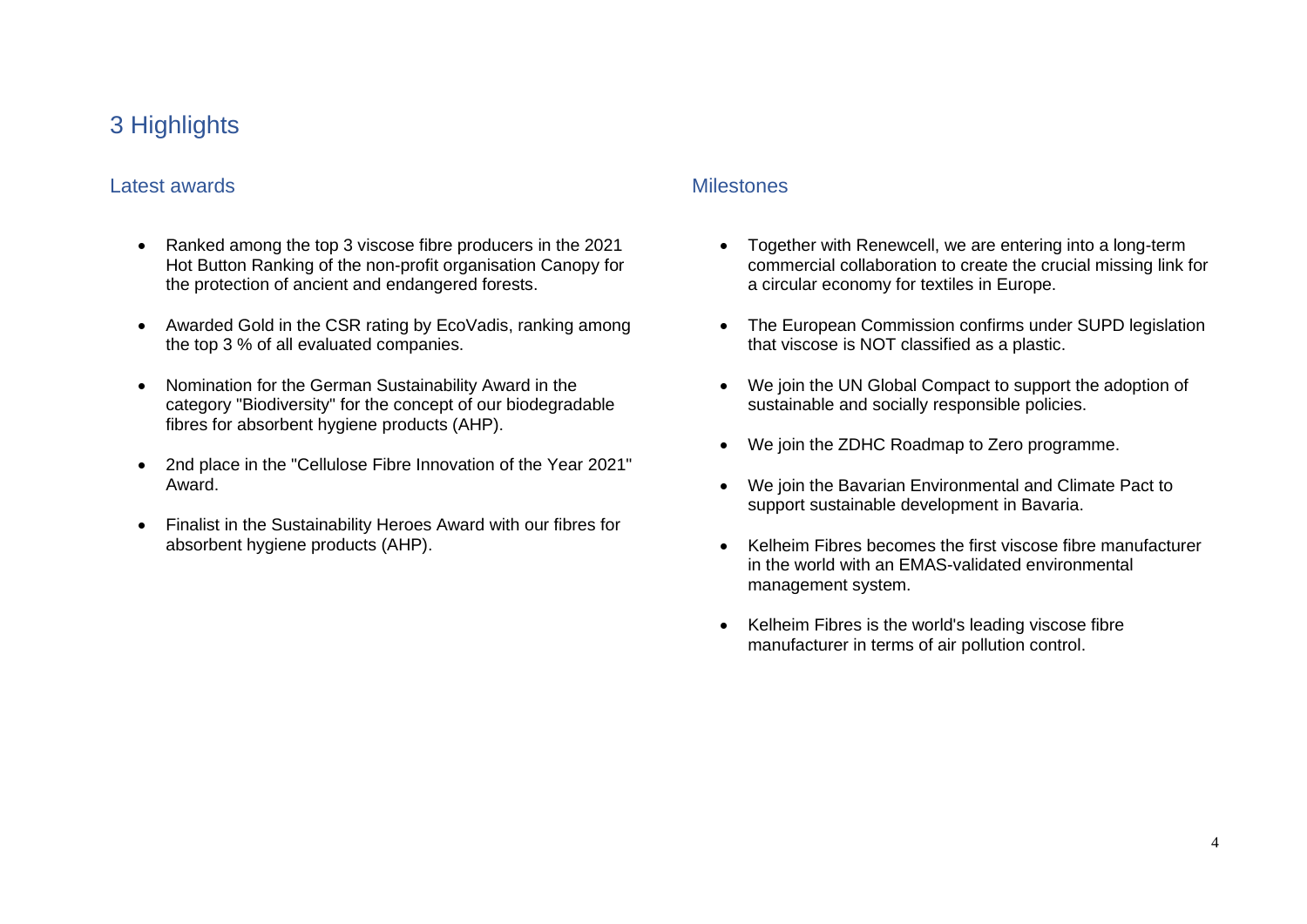# 3 Highlights

## Latest awards

- Ranked among the top 3 viscose fibre producers in the 2021 Hot Button Ranking of the non-profit organisation Canopy for the protection of ancient and endangered forests.
- Awarded Gold in the CSR rating by EcoVadis, ranking among the top 3 % of all evaluated companies.
- Nomination for the German Sustainability Award in the category "Biodiversity" for the concept of our biodegradable fibres for absorbent hygiene products (AHP).
- 2nd place in the "Cellulose Fibre Innovation of the Year 2021" Award.
- Finalist in the Sustainability Heroes Award with our fibres for absorbent hygiene products (AHP).

## Milestones

- Together with Renewcell, we are entering into a long-term commercial collaboration to create the crucial missing link for a circular economy for textiles in Europe.
- The European Commission confirms under SUPD legislation that viscose is NOT classified as a plastic.
- We join the UN Global Compact to support the adoption of sustainable and socially responsible policies.
- We join the ZDHC Roadmap to Zero programme.
- We join the Bavarian Environmental and Climate Pact to support sustainable development in Bavaria.
- Kelheim Fibres becomes the first viscose fibre manufacturer in the world with an EMAS-validated environmental management system.
- Kelheim Fibres is the world's leading viscose fibre manufacturer in terms of air pollution control.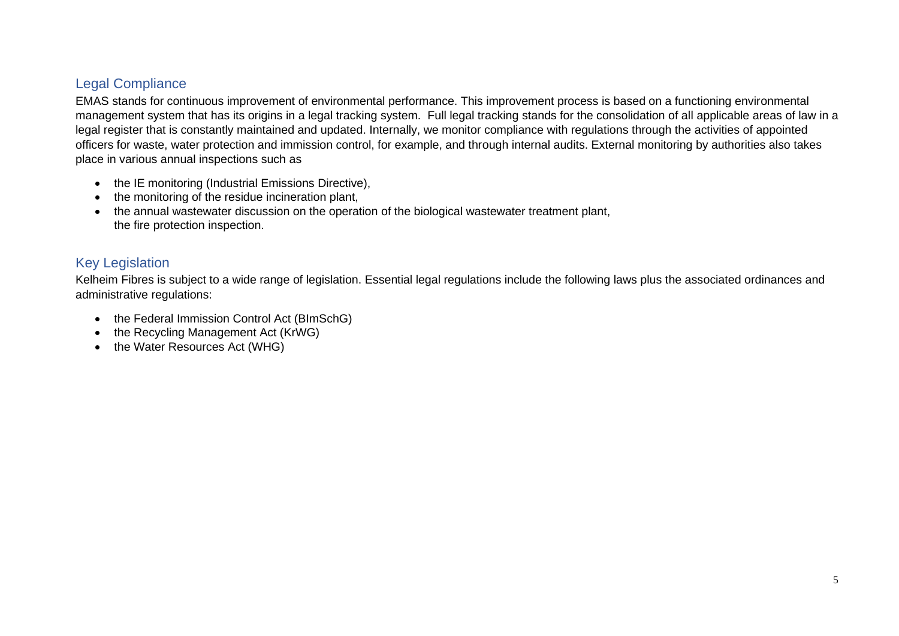## Legal Compliance

EMAS stands for continuous improvement of environmental performance. This improvement process is based on a functioning environmental management system that has its origins in a legal tracking system. Full legal tracking stands for the consolidation of all applicable areas of law in a legal register that is constantly maintained and updated. Internally, we monitor compliance with regulations through the activities of appointed officers for waste, water protection and immission control, for example, and through internal audits. External monitoring by authorities also takes place in various annual inspections such as

- the IE monitoring (Industrial Emissions Directive),
- the monitoring of the residue incineration plant,
- the annual wastewater discussion on the operation of the biological wastewater treatment plant,
  the fire protection inspection.

## Key Legislation

Kelheim Fibres is subject to a wide range of legislation. Essential legal regulations include the following laws plus the associated ordinances and administrative regulations:

- the Federal Immission Control Act (BImSchG)
- the Recycling Management Act (KrWG)
- the Water Resources Act (WHG)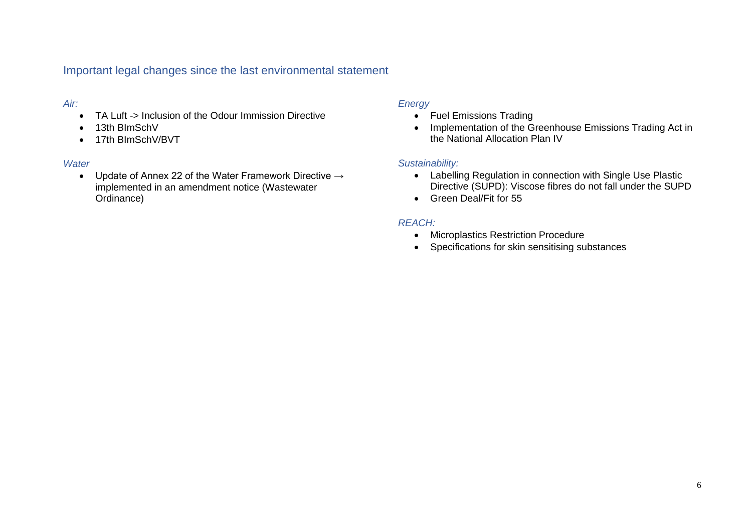## Important legal changes since the last environmental statement

*Air:*

- TA Luft -> Inclusion of the Odour Immission Directive
- 13th BImSchV
- 17th BImSchV/BVT

*Water*

- Update of Annex 22 of the Water Framework Directive → implemented in an amendment notice (Wastewater Ordinance)

*Energy*

- Fuel Emissions Trading
- Implementation of the Greenhouse Emissions Trading Act in the National Allocation Plan IV

*Sustainability:*

- Labelling Regulation in connection with Single Use Plastic Directive (SUPD): Viscose fibres do not fall under the SUPD
- Green Deal/Fit for 55

*REACH:*

- Microplastics Restriction Procedure
- Specifications for skin sensitising substances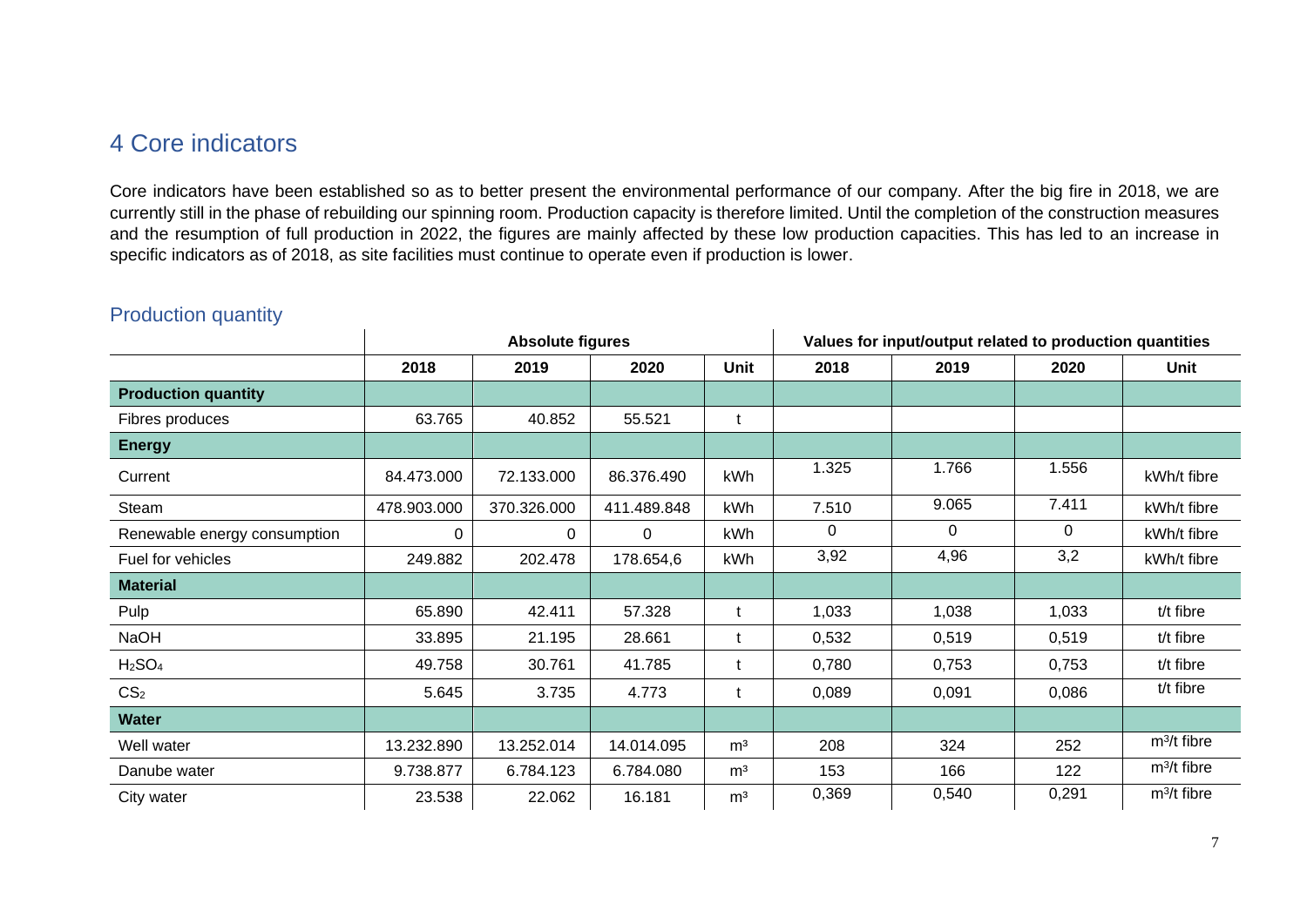# 4 Core indicators

Core indicators have been established so as to better present the environmental performance of our company. After the big fire in 2018, we are currently still in the phase of rebuilding our spinning room. Production capacity is therefore limited. Until the completion of the construction measures and the resumption of full production in 2022, the figures are mainly affected by these low production capacities. This has led to an increase in specific indicators as of 2018, as site facilities must continue to operate even if production is lower.

## Production quantity

| | Absolute figures | | | | Values for input/output related to production quantities | | | |
|---|---|---|---|---|---|---|---|---|
| | 2018 | 2019 | 2020 | Unit | 2018 | 2019 | 2020 | Unit |
| **Production quantity** | | | | | | | | |
| Fibres produces | 63.765 | 40.852 | 55.521 | t | | | | |
| **Energy** | | | | | | | | |
| Current | 84.473.000 | 72.133.000 | 86.376.490 | kWh | 1.325 | 1.766 | 1.556 | kWh/t fibre |
| Steam | 478.903.000 | 370.326.000 | 411.489.848 | kWh | 7.510 | 9.065 | 7.411 | kWh/t fibre |
| Renewable energy consumption | 0 | 0 | 0 | kWh | 0 | 0 | 0 | kWh/t fibre |
| Fuel for vehicles | 249.882 | 202.478 | 178.654,6 | kWh | 3,92 | 4,96 | 3,2 | kWh/t fibre |
| **Material** | | | | | | | | |
| Pulp | 65.890 | 42.411 | 57.328 | t | 1,033 | 1,038 | 1,033 | t/t fibre |
| NaOH | 33.895 | 21.195 | 28.661 | t | 0,532 | 0,519 | 0,519 | t/t fibre |
| $H_2SO_4$ | 49.758 | 30.761 | 41.785 | t | 0,780 | 0,753 | 0,753 | t/t fibre |
| $CS_2$ | 5.645 | 3.735 | 4.773 | t | 0,089 | 0,091 | 0,086 | t/t fibre |
| **Water** | | | | | | | | |
| Well water | 13.232.890 | 13.252.014 | 14.014.095 | m³ | 208 | 324 | 252 | m³/t fibre |
| Danube water | 9.738.877 | 6.784.123 | 6.784.080 | m³ | 153 | 166 | 122 | m³/t fibre |
| City water | 23.538 | 22.062 | 16.181 | m³ | 0,369 | 0,540 | 0,291 | m³/t fibre |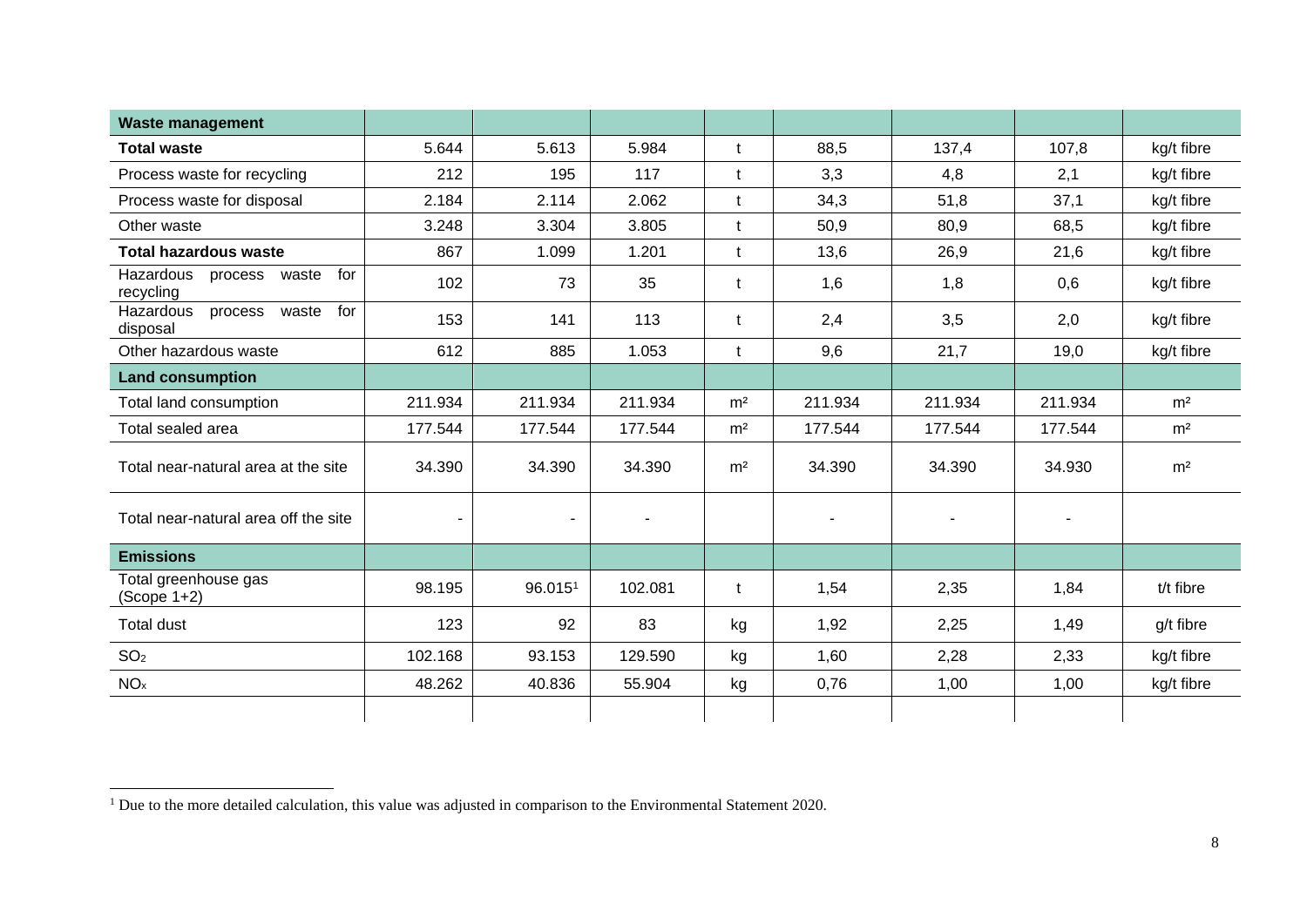| Waste management | | | | | | | | |
|---|---|---|---|---|---|---|---|---|
| **Total waste** | 5.644 | 5.613 | 5.984 | t | 88,5 | 137,4 | 107,8 | kg/t fibre |
| Process waste for recycling | 212 | 195 | 117 | t | 3,3 | 4,8 | 2,1 | kg/t fibre |
| Process waste for disposal | 2.184 | 2.114 | 2.062 | t | 34,3 | 51,8 | 37,1 | kg/t fibre |
| Other waste | 3.248 | 3.304 | 3.805 | t | 50,9 | 80,9 | 68,5 | kg/t fibre |
| **Total hazardous waste** | 867 | 1.099 | 1.201 | t | 13,6 | 26,9 | 21,6 | kg/t fibre |
| Hazardous process waste for recycling | 102 | 73 | 35 | t | 1,6 | 1,8 | 0,6 | kg/t fibre |
| Hazardous process waste for disposal | 153 | 141 | 113 | t | 2,4 | 3,5 | 2,0 | kg/t fibre |
| Other hazardous waste | 612 | 885 | 1.053 | t | 9,6 | 21,7 | 19,0 | kg/t fibre |
| **Land consumption** | | | | | | | | |
| Total land consumption | 211.934 | 211.934 | 211.934 | m² | 211.934 | 211.934 | 211.934 | m² |
| Total sealed area | 177.544 | 177.544 | 177.544 | m² | 177.544 | 177.544 | 177.544 | m² |
| Total near-natural area at the site | 34.390 | 34.390 | 34.390 | m² | 34.390 | 34.390 | 34.930 | m² |
| Total near-natural area off the site | - | - | - | | - | - | - | |
| **Emissions** | | | | | | | | |
| Total greenhouse gas (Scope 1+2) | 98.195 | 96.015[1] | 102.081 | t | 1,54 | 2,35 | 1,84 | t/t fibre |
| Total dust | 123 | 92 | 83 | kg | 1,92 | 2,25 | 1,49 | g/t fibre |
| $SO_2$ | 102.168 | 93.153 | 129.590 | kg | 1,60 | 2,28 | 2,33 | kg/t fibre |
| $NO_x$ | 48.262 | 40.836 | 55.904 | kg | 0,76 | 1,00 | 1,00 | kg/t fibre |
| | | | | | | | | |

[1] Due to the more detailed calculation, this value was adjusted in comparison to the Environmental Statement 2020.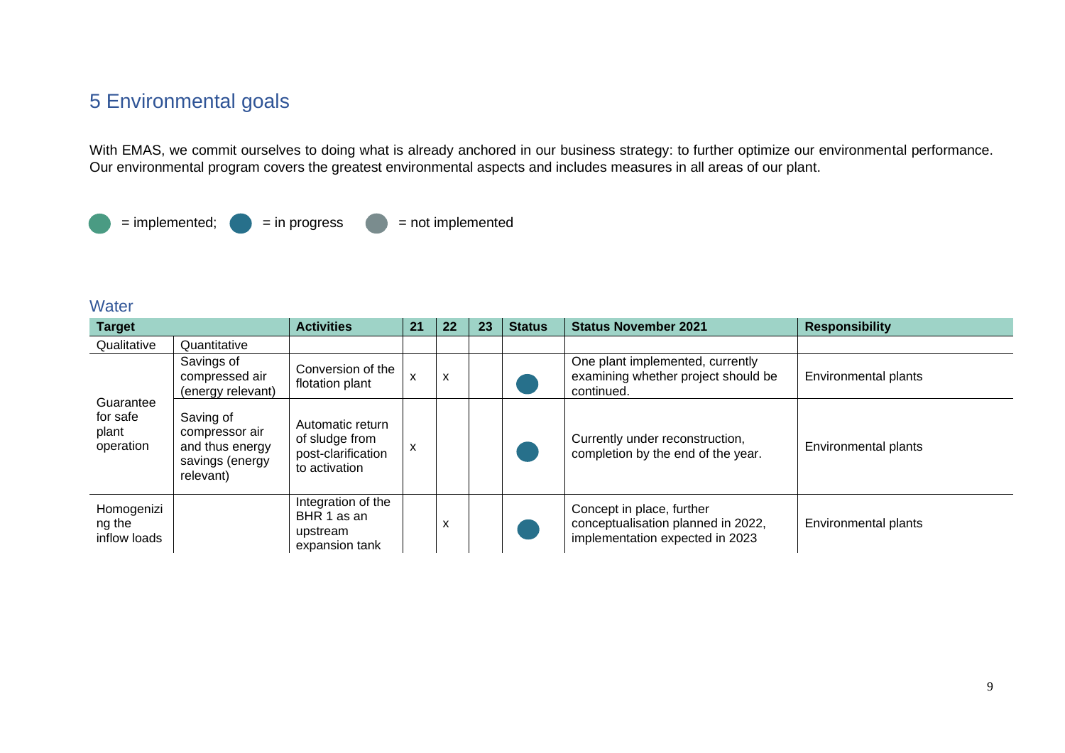# 5 Environmental goals

With EMAS, we commit ourselves to doing what is already anchored in our business strategy: to further optimize our environmental performance. Our environmental program covers the greatest environmental aspects and includes measures in all areas of our plant.

● = implemented; ● = in progress ● = not implemented

## Water

| Target | | Activities | 21 | 22 | 23 | Status | Status November 2021 | Responsibility |
|---|---|---|---|---|---|---|---|---|
| Qualitative | Quantitative | | | | | | | |
| Guarantee for safe plant operation | Savings of compressed air (energy relevant) | Conversion of the flotation plant | x | x | | ● (in progress) | One plant implemented, currently examining whether project should be continued. | Environmental plants |
| | Saving of compressor air and thus energy savings (energy relevant) | Automatic return of sludge from post-clarification to activation | x | | | ● (in progress) | Currently under reconstruction, completion by the end of the year. | Environmental plants |
| Homogenizing the inflow loads | | Integration of the BHR 1 as an upstream expansion tank | | x | | ● (in progress) | Concept in place, further conceptualisation planned in 2022, implementation expected in 2023 | Environmental plants |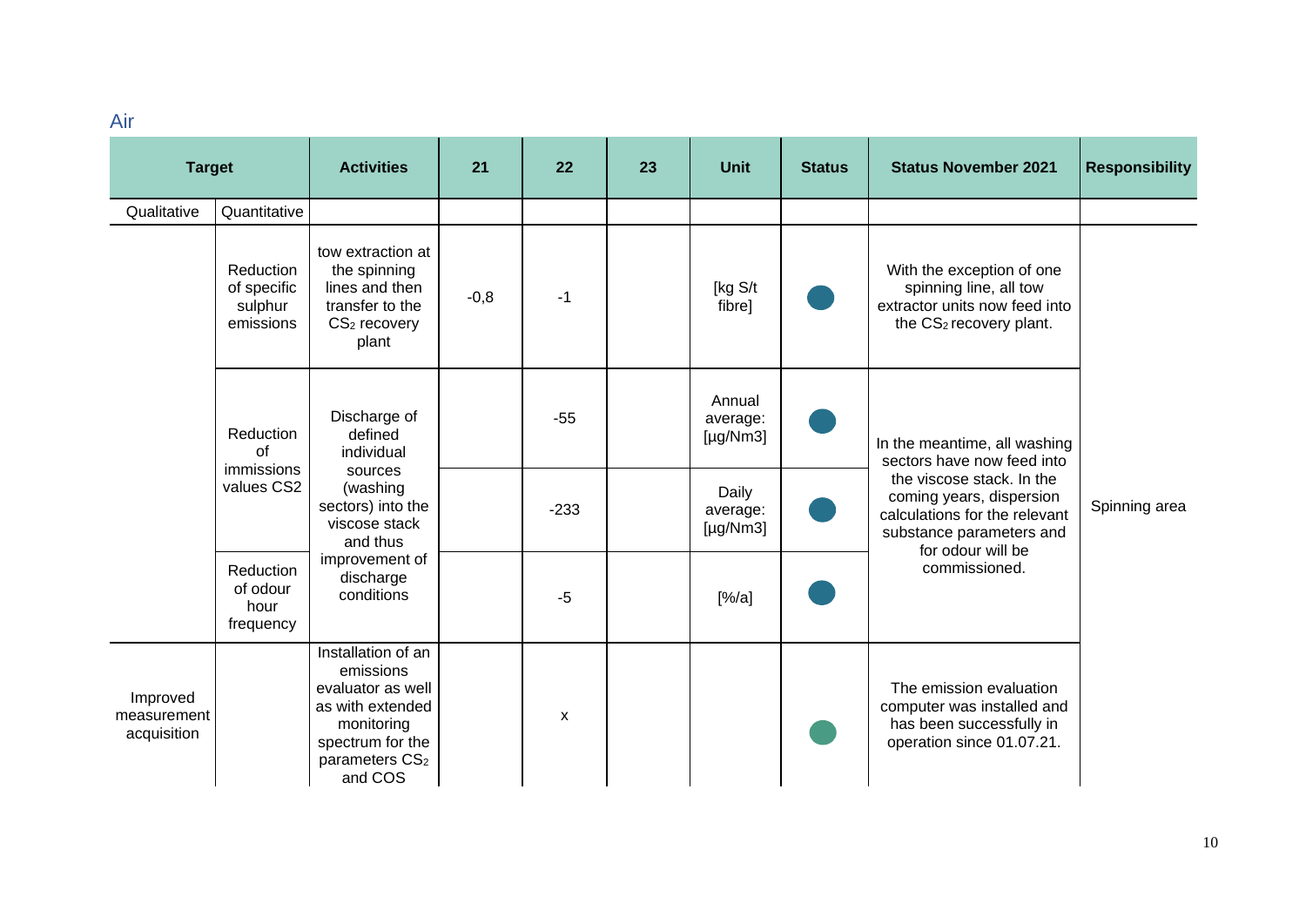## Air

| Target | | Activities | 21 | 22 | 23 | Unit | Status | Status November 2021 | Responsibility |
|---|---|---|---|---|---|---|---|---|---|
| Qualitative | Quantitative | | | | | | | | |
| | Reduction of specific sulphur emissions | tow extraction at the spinning lines and then transfer to the $CS_2$ recovery plant | -0,8 | -1 | | [kg S/t fibre] | ● | With the exception of one spinning line, all tow extractor units now feed into the $CS_2$ recovery plant. | Spinning area |
| | Reduction of immissions values CS2 | Discharge of defined individual sources (washing sectors) into the viscose stack and thus improvement of discharge conditions | | -55 | | Annual average: [µg/Nm3] | ● | In the meantime, all washing sectors have now feed into the viscose stack. In the coming years, dispersion calculations for the relevant substance parameters and for odour will be commissioned. | Spinning area |
| | | | | -233 | | Daily average: [µg/Nm3] | ● | | |
| | Reduction of odour hour frequency | | | -5 | | [%/a] | ● | | |
| Improved measurement acquisition | | Installation of an emissions evaluator as well as with extended monitoring spectrum for the parameters $CS_2$ and COS | | x | | | ● | The emission evaluation computer was installed and has been successfully in operation since 01.07.21. | |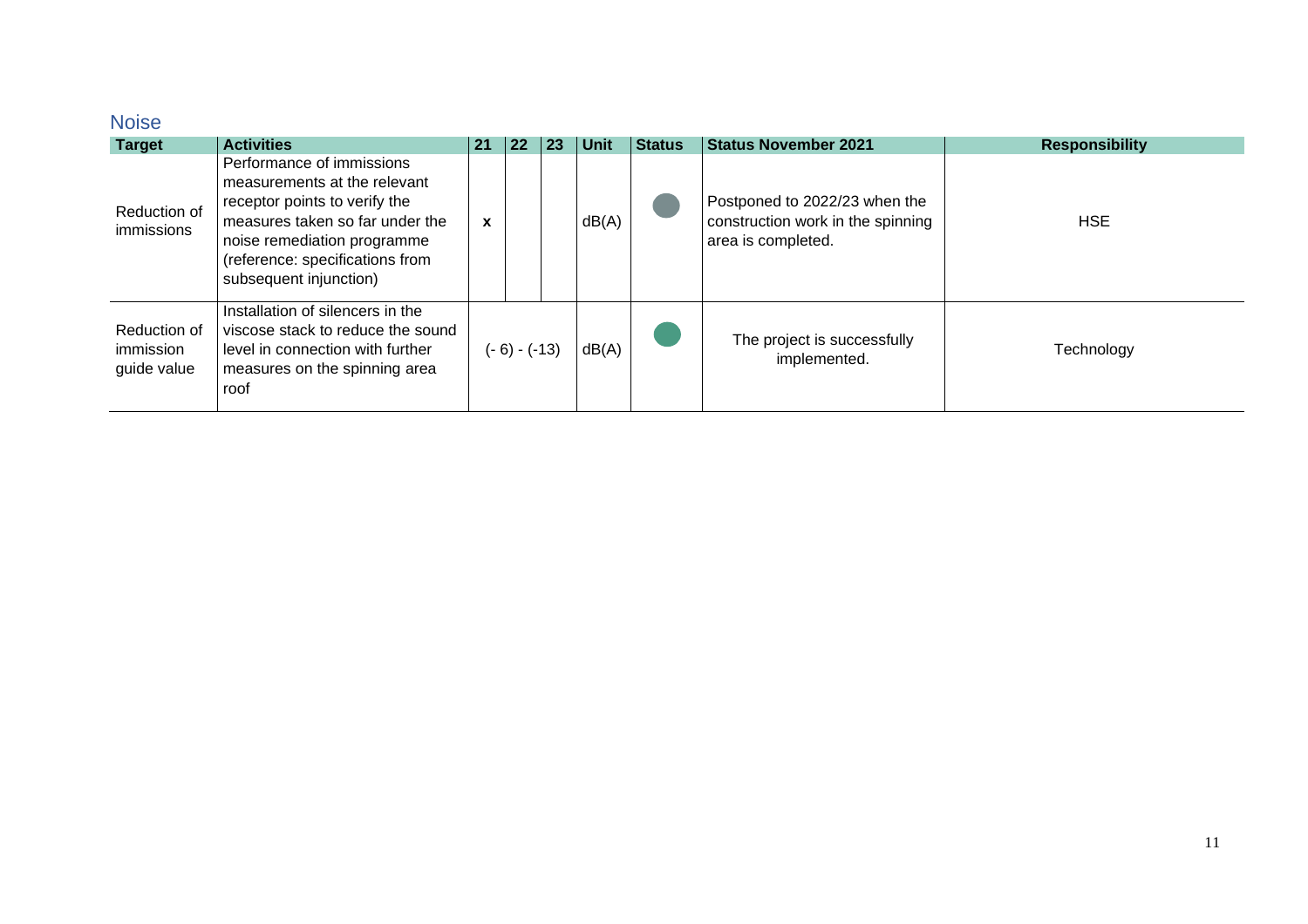## Noise

| Target | Activities | 21 | 22 | 23 | Unit | Status | Status November 2021 | Responsibility |
|---|---|---|---|---|---|---|---|---|
| Reduction of immissions | Performance of immissions measurements at the relevant receptor points to verify the measures taken so far under the noise remediation programme (reference: specifications from subsequent injunction) | x | | | dB(A) | | Postponed to 2022/23 when the construction work in the spinning area is completed. | HSE |
| Reduction of immission guide value | Installation of silencers in the viscose stack to reduce the sound level in connection with further measures on the spinning area roof | (- 6) - (-13) | | | dB(A) | | The project is successfully implemented. | Technology |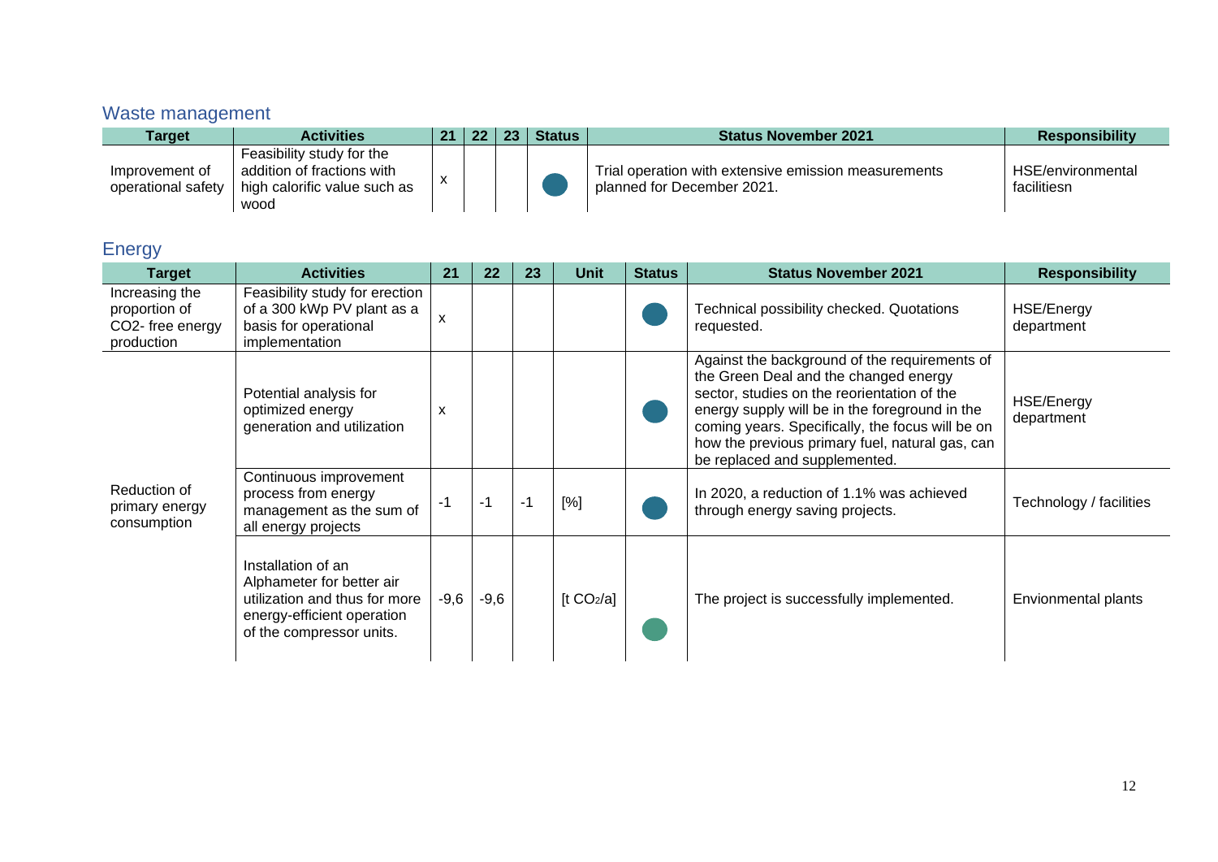## Waste management

| Target | Activities | 21 | 22 | 23 | Status | Status November 2021 | Responsibility |
|---|---|---|---|---|---|---|---|
| Improvement of operational safety | Feasibility study for the addition of fractions with high calorific value such as wood | x | | | ● | Trial operation with extensive emission measurements planned for December 2021. | HSE/environmental facilitiesn |

## Energy

| Target | Activities | 21 | 22 | 23 | Unit | Status | Status November 2021 | Responsibility |
|---|---|---|---|---|---|---|---|---|
| Increasing the proportion of CO2- free energy production | Feasibility study for erection of a 300 kWp PV plant as a basis for operational implementation | x | | | | ● | Technical possibility checked. Quotations requested. | HSE/Energy department |
| Reduction of primary energy consumption | Potential analysis for optimized energy generation and utilization | x | | | | ● | Against the background of the requirements of the Green Deal and the changed energy sector, studies on the reorientation of the energy supply will be in the foreground in the coming years. Specifically, the focus will be on how the previous primary fuel, natural gas, can be replaced and supplemented. | HSE/Energy department |
| | Continuous improvement process from energy management as the sum of all energy projects | -1 | -1 | -1 | [%] | ● | In 2020, a reduction of 1.1% was achieved through energy saving projects. | Technology / facilities |
| | Installation of an Alphameter for better air utilization and thus for more energy-efficient operation of the compressor units. | -9,6 | -9,6 | | [t $CO_2$/a] | ● | The project is successfully implemented. | Envionmental plants |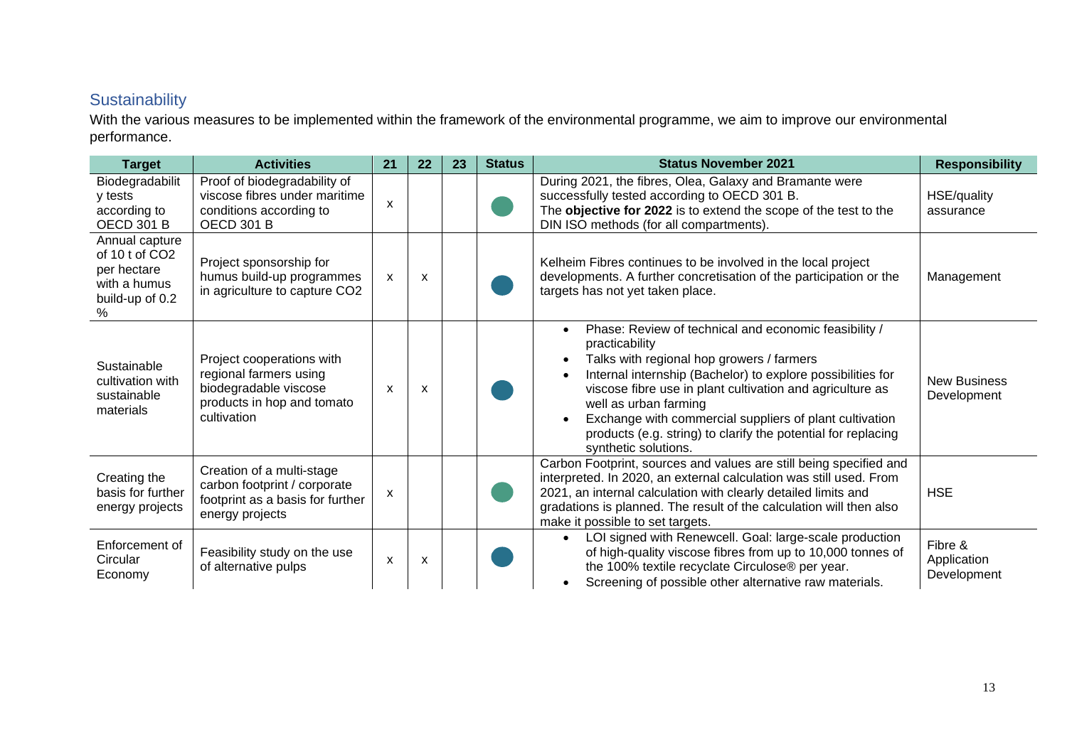## Sustainability

With the various measures to be implemented within the framework of the environmental programme, we aim to improve our environmental performance.

| Target | Activities | 21 | 22 | 23 | Status | Status November 2021 | Responsibility |
|---|---|---|---|---|---|---|---|
| Biodegradability tests according to OECD 301 B | Proof of biodegradability of viscose fibres under maritime conditions according to OECD 301 B | x | | | ● | During 2021, the fibres, Olea, Galaxy and Bramante were successfully tested according to OECD 301 B.<br>The **objective for 2022** is to extend the scope of the test to the DIN ISO methods (for all compartments). | HSE/quality assurance |
| Annual capture of 10 t of $CO_2$ per hectare with a humus build-up of 0.2 % | Project sponsorship for humus build-up programmes in agriculture to capture $CO_2$ | x | x | | ● | Kelheim Fibres continues to be involved in the local project developments. A further concretisation of the participation or the targets has not yet taken place. | Management |
| Sustainable cultivation with sustainable materials | Project cooperations with regional farmers using biodegradable viscose products in hop and tomato cultivation | x | x | | ● | • Phase: Review of technical and economic feasibility / practicability<br>• Talks with regional hop growers / farmers<br>• Internal internship (Bachelor) to explore possibilities for viscose fibre use in plant cultivation and agriculture as well as urban farming<br>• Exchange with commercial suppliers of plant cultivation products (e.g. string) to clarify the potential for replacing synthetic solutions. | New Business Development |
| Creating the basis for further energy projects | Creation of a multi-stage carbon footprint / corporate footprint as a basis for further energy projects | x | | | ● | Carbon Footprint, sources and values are still being specified and interpreted. In 2020, an external calculation was still used. From 2021, an internal calculation with clearly detailed limits and gradations is planned. The result of the calculation will then also make it possible to set targets. | HSE |
| Enforcement of Circular Economy | Feasibility study on the use of alternative pulps | x | x | | ● | • LOI signed with Renewcell. Goal: large-scale production of high-quality viscose fibres from up to 10,000 tonnes of the 100% textile recyclate Circulose® per year.<br>• Screening of possible other alternative raw materials. | Fibre & Application Development |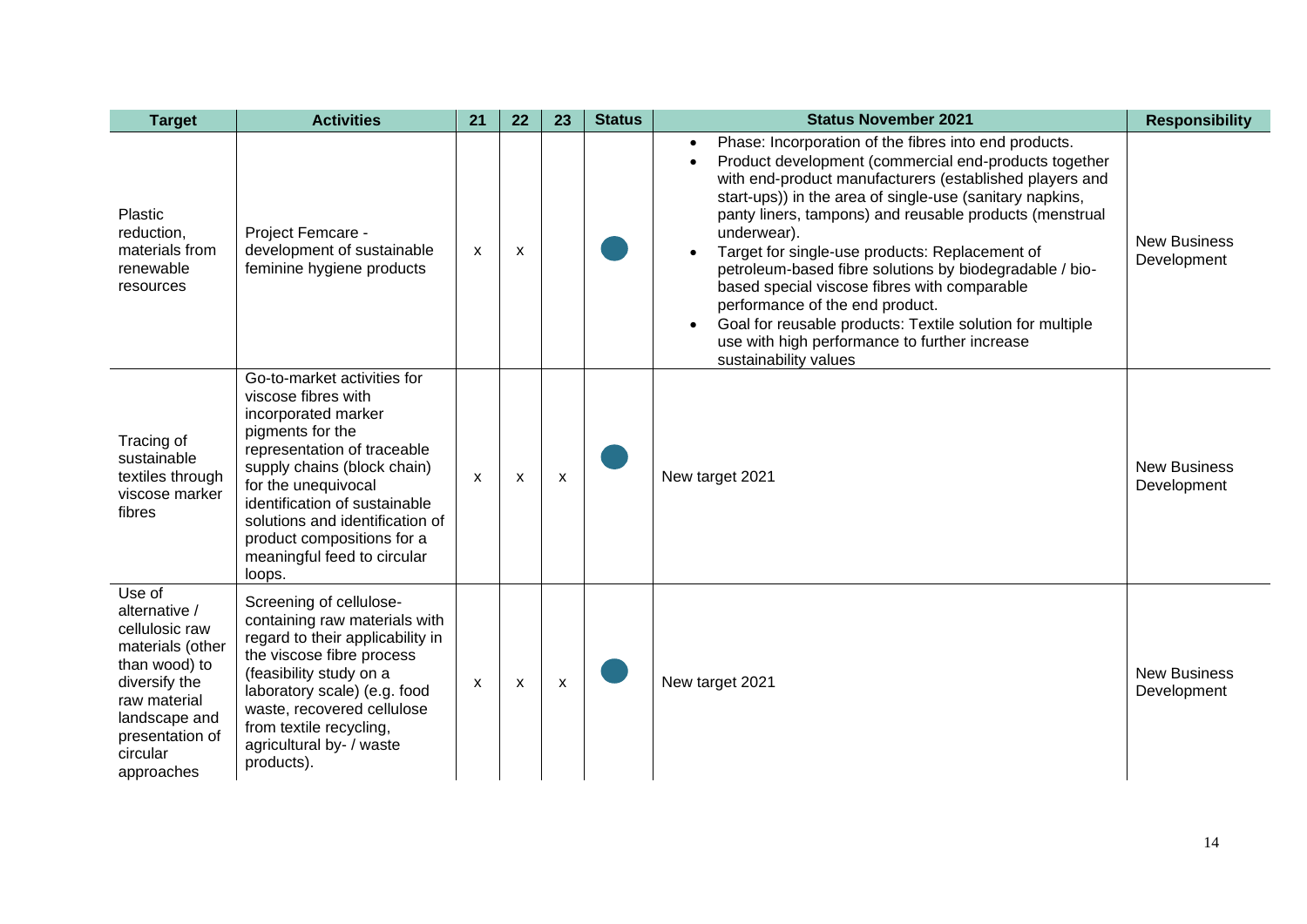| Target | Activities | 21 | 22 | 23 | Status | Status November 2021 | Responsibility |
|---|---|---|---|---|---|---|---|
| Plastic reduction, materials from renewable resources | Project Femcare - development of sustainable feminine hygiene products | x | x | | ● | • Phase: Incorporation of the fibres into end products.<br>• Product development (commercial end-products together with end-product manufacturers (established players and start-ups)) in the area of single-use (sanitary napkins, panty liners, tampons) and reusable products (menstrual underwear).<br>• Target for single-use products: Replacement of petroleum-based fibre solutions by biodegradable / bio-based special viscose fibres with comparable performance of the end product.<br>• Goal for reusable products: Textile solution for multiple use with high performance to further increase sustainability values | New Business Development |
| Tracing of sustainable textiles through viscose marker fibres | Go-to-market activities for viscose fibres with incorporated marker pigments for the representation of traceable supply chains (block chain) for the unequivocal identification of sustainable solutions and identification of product compositions for a meaningful feed to circular loops. | x | x | x | ● | New target 2021 | New Business Development |
| Use of alternative / cellulosic raw materials (other than wood) to diversify the raw material landscape and presentation of circular approaches | Screening of cellulose-containing raw materials with regard to their applicability in the viscose fibre process (feasibility study on a laboratory scale) (e.g. food waste, recovered cellulose from textile recycling, agricultural by- / waste products). | x | x | x | ● | New target 2021 | New Business Development |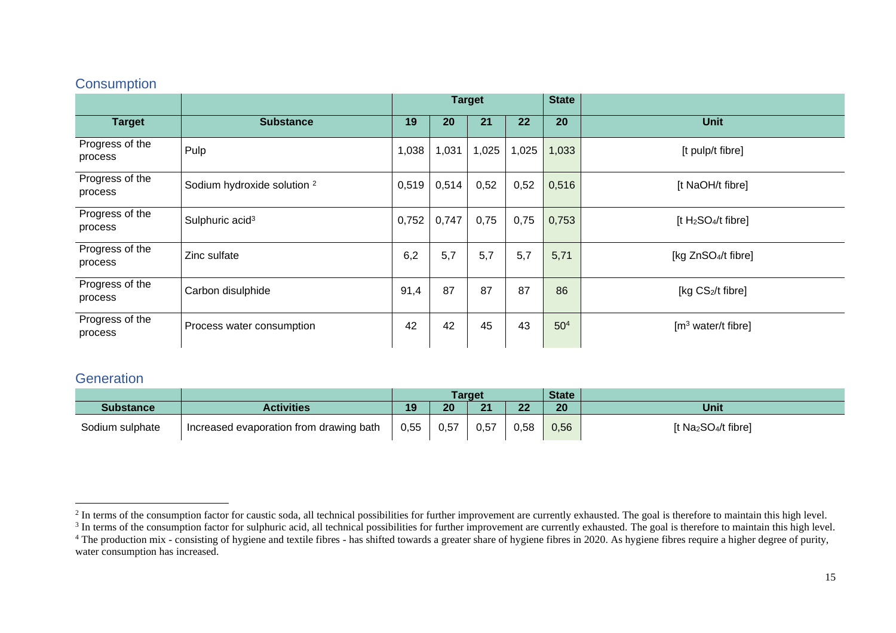## Consumption

| | | Target | | | | State | |
|---|---|---|---|---|---|---|---|
| **Target** | **Substance** | **19** | **20** | **21** | **22** | **20** | **Unit** |
| Progress of the process | Pulp | 1,038 | 1,031 | 1,025 | 1,025 | 1,033 | [t pulp/t fibre] |
| Progress of the process | Sodium hydroxide solution [2] | 0,519 | 0,514 | 0,52 | 0,52 | 0,516 | [t NaOH/t fibre] |
| Progress of the process | Sulphuric acid[3] | 0,752 | 0,747 | 0,75 | 0,75 | 0,753 | [t $H_2SO_4$/t fibre] |
| Progress of the process | Zinc sulfate | 6,2 | 5,7 | 5,7 | 5,7 | 5,71 | [kg $ZnSO_4$/t fibre] |
| Progress of the process | Carbon disulphide | 91,4 | 87 | 87 | 87 | 86 | [kg $CS_2$/t fibre] |
| Progress of the process | Process water consumption | 42 | 42 | 45 | 43 | 50[4] | [$m^3$ water/t fibre] |

## Generation

| | | Target | | | | State | |
|---|---|---|---|---|---|---|---|
| **Substance** | **Activities** | **19** | **20** | **21** | **22** | **20** | **Unit** |
| Sodium sulphate | Increased evaporation from drawing bath | 0,55 | 0,57 | 0,57 | 0,58 | 0,56 | [t $Na_2SO_4$/t fibre] |

---

[2] In terms of the consumption factor for caustic soda, all technical possibilities for further improvement are currently exhausted. The goal is therefore to maintain this high level.

[3] In terms of the consumption factor for sulphuric acid, all technical possibilities for further improvement are currently exhausted. The goal is therefore to maintain this high level.

[4] The production mix - consisting of hygiene and textile fibres - has shifted towards a greater share of hygiene fibres in 2020. As hygiene fibres require a higher degree of purity, water consumption has increased.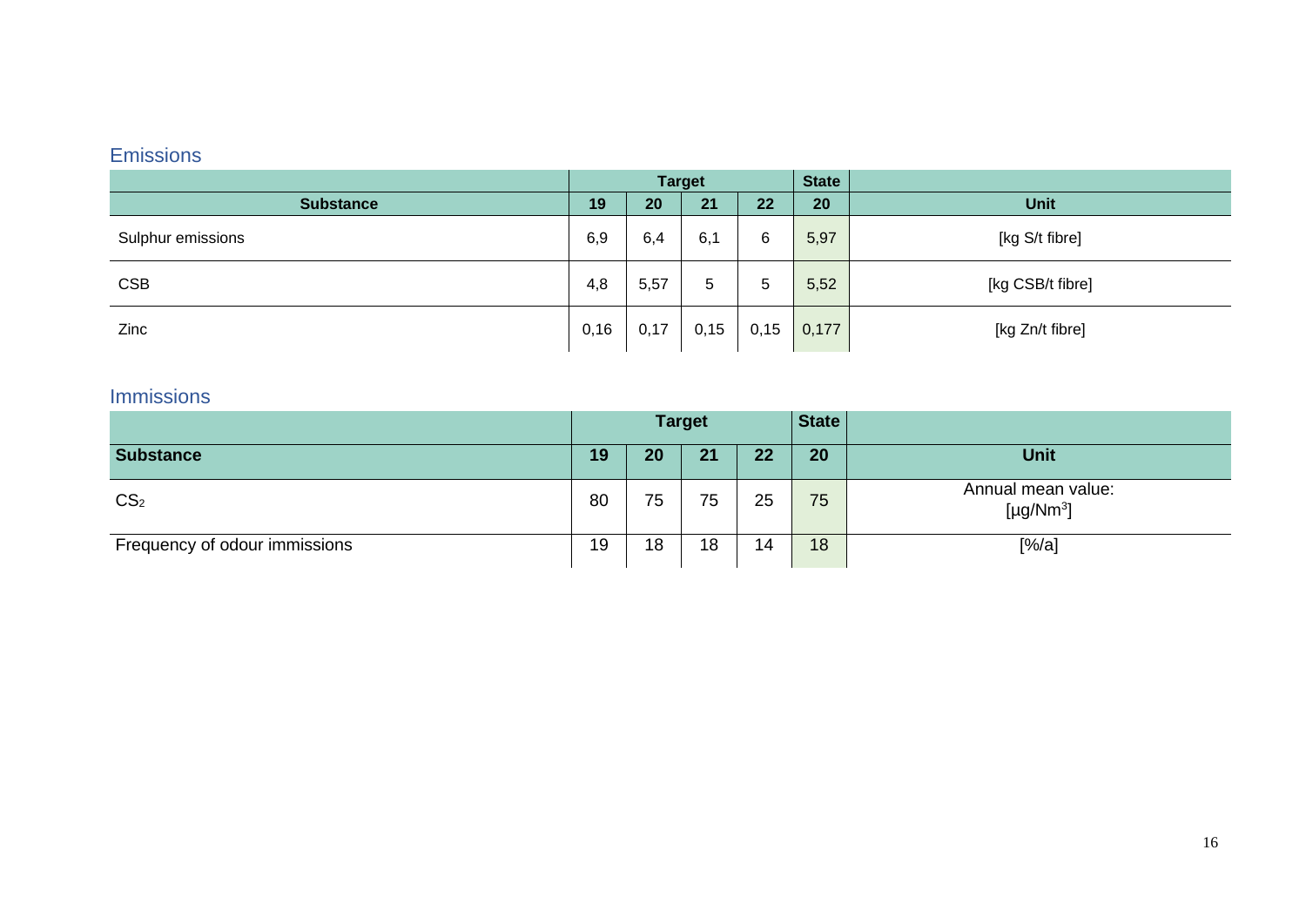## Emissions

| | Target | | | | State | |
|---|---|---|---|---|---|---|
| **Substance** | **19** | **20** | **21** | **22** | **20** | **Unit** |
| Sulphur emissions | 6,9 | 6,4 | 6,1 | 6 | 5,97 | [kg S/t fibre] |
| CSB | 4,8 | 5,57 | 5 | 5 | 5,52 | [kg CSB/t fibre] |
| Zinc | 0,16 | 0,17 | 0,15 | 0,15 | 0,177 | [kg Zn/t fibre] |

## Immissions

| | Target | | | | State | |
|---|---|---|---|---|---|---|
| **Substance** | **19** | **20** | **21** | **22** | **20** | **Unit** |
| $CS_2$ | 80 | 75 | 75 | 25 | 75 | Annual mean value: [µg/Nm$^3$] |
| Frequency of odour immissions | 19 | 18 | 18 | 14 | 18 | [%/a] |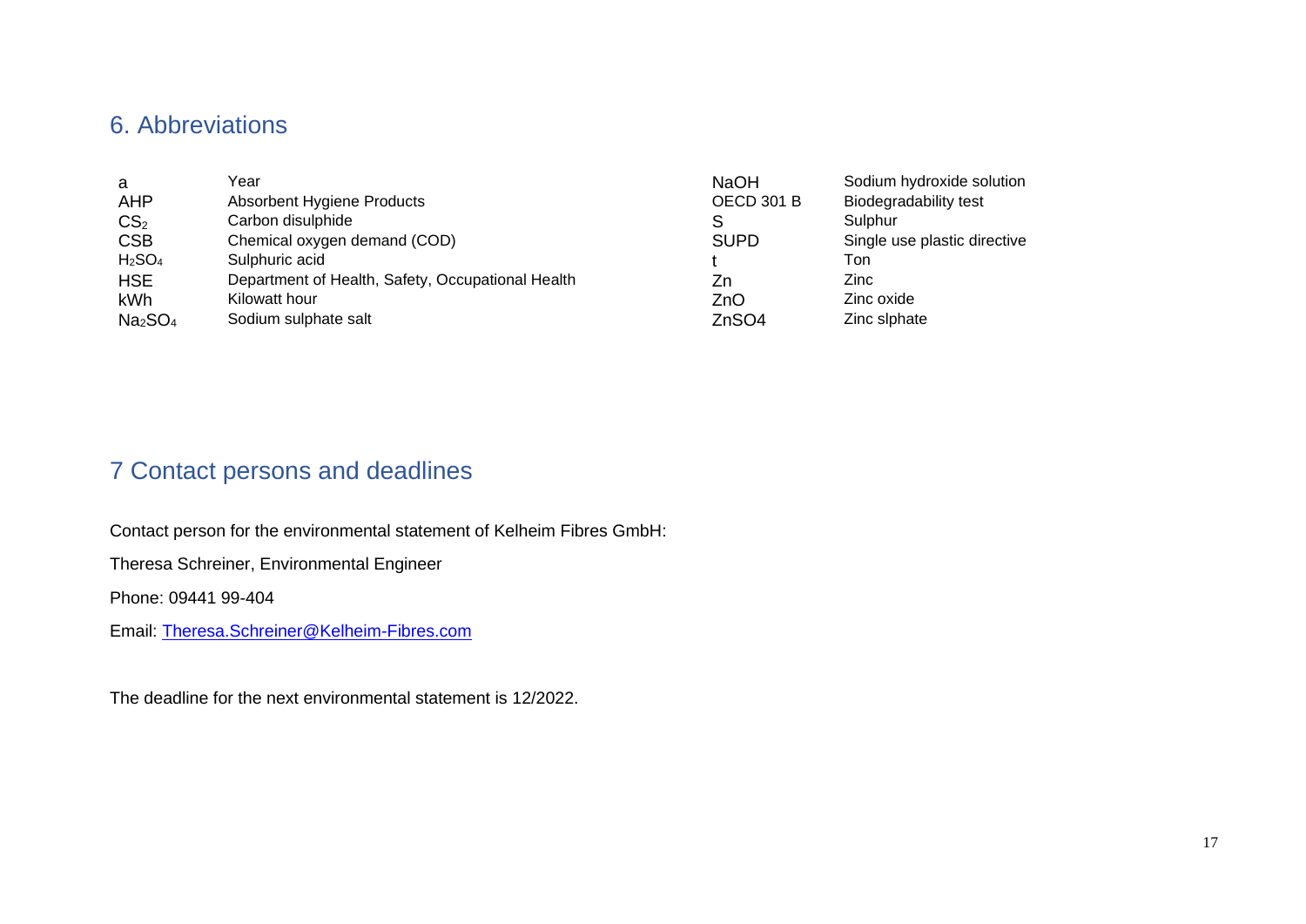## 6. Abbreviations

| | |
|---|---|
| a | Year |
| AHP | Absorbent Hygiene Products |
| $CS_2$ | Carbon disulphide |
| CSB | Chemical oxygen demand (COD) |
| $H_2SO_4$ | Sulphuric acid |
| HSE | Department of Health, Safety, Occupational Health |
| kWh | Kilowatt hour |
| $Na_2SO_4$ | Sodium sulphate salt |
| NaOH | Sodium hydroxide solution |
| OECD 301 B | Biodegradability test |
| S | Sulphur |
| SUPD | Single use plastic directive |
| t | Ton |
| Zn | Zinc |
| ZnO | Zinc oxide |
| ZnSO4 | Zinc slphate |

## 7 Contact persons and deadlines

Contact person for the environmental statement of Kelheim Fibres GmbH:

Theresa Schreiner, Environmental Engineer

Phone: 09441 99-404

Email: Theresa.Schreiner@Kelheim-Fibres.com

The deadline for the next environmental statement is 12/2022.